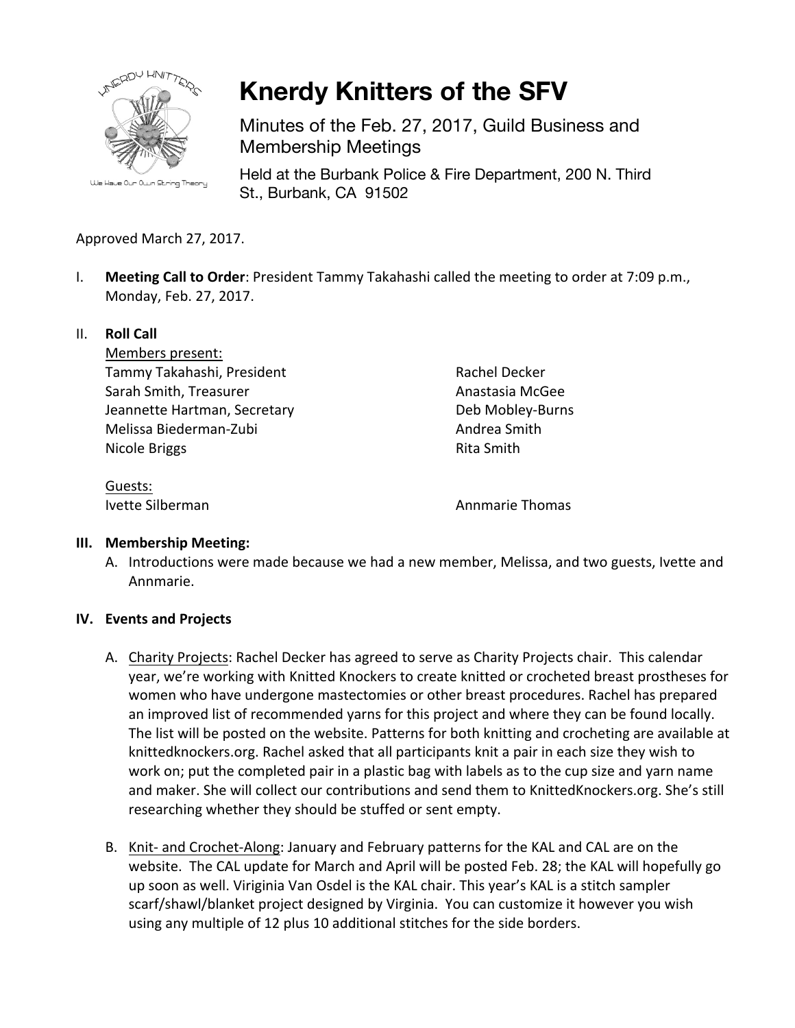# Knerdy Knitters of the SFV

Minutes of the Feb. 27, 2017, Guild Business and Membership Meetings

Held at the Burbank Police & Fire Department, 200 N. Third St., Burbank, CA 91502

Approved March 27, 2017.

I. **Meeting Call to Order**: President Tammy Takahashi called the meeting to order at 7:09 p.m., Monday, Feb. 27, 2017.

II. **Roll Call**

Members present:

Tammy Takahashi, President
Sarah Smith, Treasurer
Jeannette Hartman, Secretary
Melissa Biederman-Zubi
Nicole Briggs
Rachel Decker
Anastasia McGee
Deb Mobley-Burns
Andrea Smith
Rita Smith

Guests:

Ivette Silberman
Annmarie Thomas

**III. Membership Meeting:**

A. Introductions were made because we had a new member, Melissa, and two guests, Ivette and Annmarie.

**IV. Events and Projects**

A. Charity Projects: Rachel Decker has agreed to serve as Charity Projects chair. This calendar year, we're working with Knitted Knockers to create knitted or crocheted breast prostheses for women who have undergone mastectomies or other breast procedures. Rachel has prepared an improved list of recommended yarns for this project and where they can be found locally. The list will be posted on the website. Patterns for both knitting and crocheting are available at knittedknockers.org. Rachel asked that all participants knit a pair in each size they wish to work on; put the completed pair in a plastic bag with labels as to the cup size and yarn name and maker. She will collect our contributions and send them to KnittedKnockers.org. She's still researching whether they should be stuffed or sent empty.

B. Knit- and Crochet-Along: January and February patterns for the KAL and CAL are on the website. The CAL update for March and April will be posted Feb. 28; the KAL will hopefully go up soon as well. Viriginia Van Osdel is the KAL chair. This year's KAL is a stitch sampler scarf/shawl/blanket project designed by Virginia. You can customize it however you wish using any multiple of 12 plus 10 additional stitches for the side borders.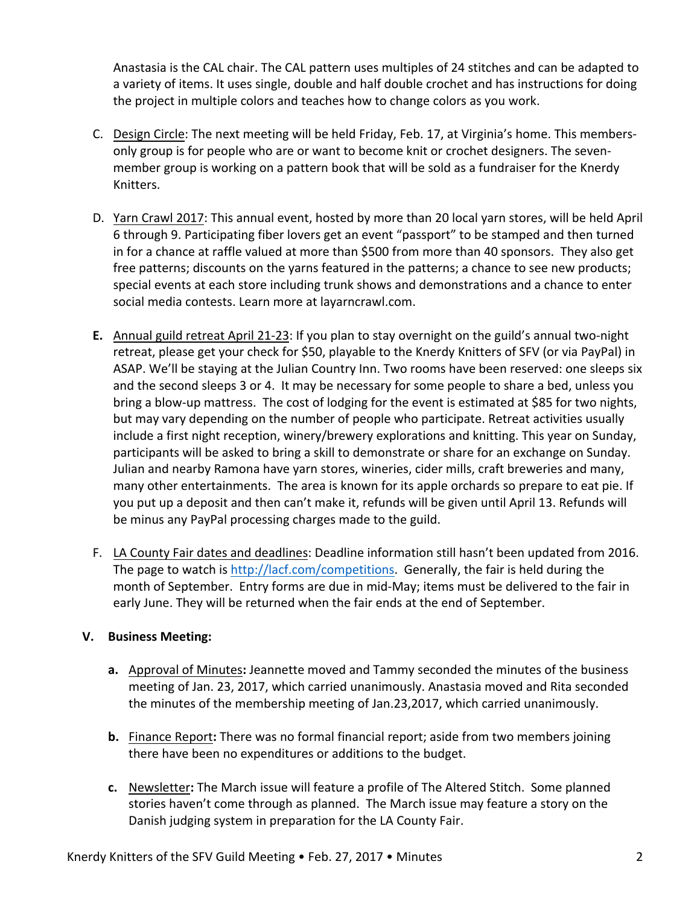Anastasia is the CAL chair. The CAL pattern uses multiples of 24 stitches and can be adapted to a variety of items. It uses single, double and half double crochet and has instructions for doing the project in multiple colors and teaches how to change colors as you work.

C. Design Circle: The next meeting will be held Friday, Feb. 17, at Virginia's home. This members-only group is for people who are or want to become knit or crochet designers. The seven-member group is working on a pattern book that will be sold as a fundraiser for the Knerdy Knitters.

D. Yarn Crawl 2017: This annual event, hosted by more than 20 local yarn stores, will be held April 6 through 9. Participating fiber lovers get an event "passport" to be stamped and then turned in for a chance at raffle valued at more than $500 from more than 40 sponsors. They also get free patterns; discounts on the yarns featured in the patterns; a chance to see new products; special events at each store including trunk shows and demonstrations and a chance to enter social media contests. Learn more at layarncrawl.com.

**E.** Annual guild retreat April 21-23: If you plan to stay overnight on the guild's annual two-night retreat, please get your check for $50, playable to the Knerdy Knitters of SFV (or via PayPal) in ASAP. We'll be staying at the Julian Country Inn. Two rooms have been reserved: one sleeps six and the second sleeps 3 or 4. It may be necessary for some people to share a bed, unless you bring a blow-up mattress. The cost of lodging for the event is estimated at $85 for two nights, but may vary depending on the number of people who participate. Retreat activities usually include a first night reception, winery/brewery explorations and knitting. This year on Sunday, participants will be asked to bring a skill to demonstrate or share for an exchange on Sunday. Julian and nearby Ramona have yarn stores, wineries, cider mills, craft breweries and many, many other entertainments. The area is known for its apple orchards so prepare to eat pie. If you put up a deposit and then can't make it, refunds will be given until April 13. Refunds will be minus any PayPal processing charges made to the guild.

F. LA County Fair dates and deadlines: Deadline information still hasn't been updated from 2016. The page to watch is http://lacf.com/competitions. Generally, the fair is held during the month of September. Entry forms are due in mid-May; items must be delivered to the fair in early June. They will be returned when the fair ends at the end of September.

## V. Business Meeting:

**a.** Approval of Minutes**:** Jeannette moved and Tammy seconded the minutes of the business meeting of Jan. 23, 2017, which carried unanimously. Anastasia moved and Rita seconded the minutes of the membership meeting of Jan.23,2017, which carried unanimously.

**b.** Finance Report**:** There was no formal financial report; aside from two members joining there have been no expenditures or additions to the budget.

**c.** Newsletter**:** The March issue will feature a profile of The Altered Stitch. Some planned stories haven't come through as planned. The March issue may feature a story on the Danish judging system in preparation for the LA County Fair.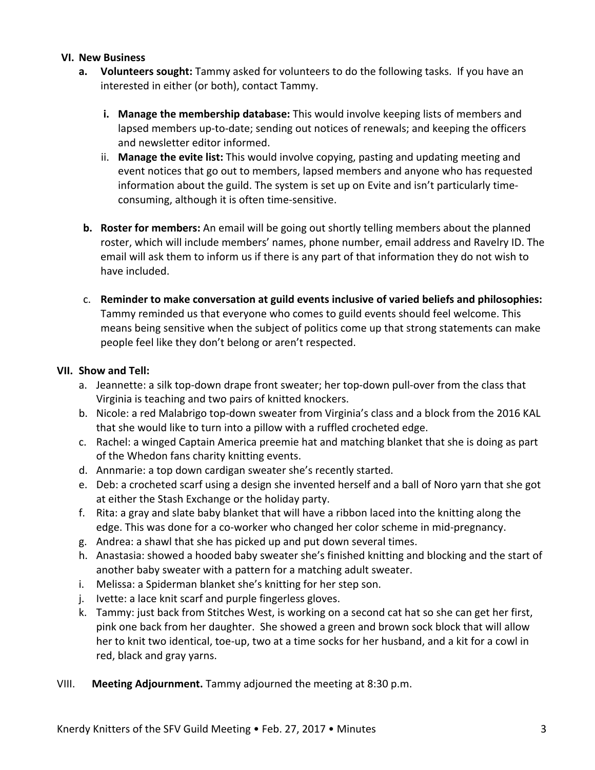## VI. New Business

a. **Volunteers sought:** Tammy asked for volunteers to do the following tasks. If you have an interested in either (or both), contact Tammy.

   i. **Manage the membership database:** This would involve keeping lists of members and lapsed members up-to-date; sending out notices of renewals; and keeping the officers and newsletter editor informed.

   ii. **Manage the evite list:** This would involve copying, pasting and updating meeting and event notices that go out to members, lapsed members and anyone who has requested information about the guild. The system is set up on Evite and isn't particularly time-consuming, although it is often time-sensitive.

b. **Roster for members:** An email will be going out shortly telling members about the planned roster, which will include members' names, phone number, email address and Ravelry ID. The email will ask them to inform us if there is any part of that information they do not wish to have included.

c. **Reminder to make conversation at guild events inclusive of varied beliefs and philosophies:** Tammy reminded us that everyone who comes to guild events should feel welcome. This means being sensitive when the subject of politics come up that strong statements can make people feel like they don't belong or aren't respected.

## VII. Show and Tell:

a. Jeannette: a silk top-down drape front sweater; her top-down pull-over from the class that Virginia is teaching and two pairs of knitted knockers.
b. Nicole: a red Malabrigo top-down sweater from Virginia's class and a block from the 2016 KAL that she would like to turn into a pillow with a ruffled crocheted edge.
c. Rachel: a winged Captain America preemie hat and matching blanket that she is doing as part of the Whedon fans charity knitting events.
d. Annmarie: a top down cardigan sweater she's recently started.
e. Deb: a crocheted scarf using a design she invented herself and a ball of Noro yarn that she got at either the Stash Exchange or the holiday party.
f. Rita: a gray and slate baby blanket that will have a ribbon laced into the knitting along the edge. This was done for a co-worker who changed her color scheme in mid-pregnancy.
g. Andrea: a shawl that she has picked up and put down several times.
h. Anastasia: showed a hooded baby sweater she's finished knitting and blocking and the start of another baby sweater with a pattern for a matching adult sweater.
i. Melissa: a Spiderman blanket she's knitting for her step son.
j. Ivette: a lace knit scarf and purple fingerless gloves.
k. Tammy: just back from Stitches West, is working on a second cat hat so she can get her first, pink one back from her daughter. She showed a green and brown sock block that will allow her to knit two identical, toe-up, two at a time socks for her husband, and a kit for a cowl in red, black and gray yarns.

## VIII. Meeting Adjournment.

**Meeting Adjournment.** Tammy adjourned the meeting at 8:30 p.m.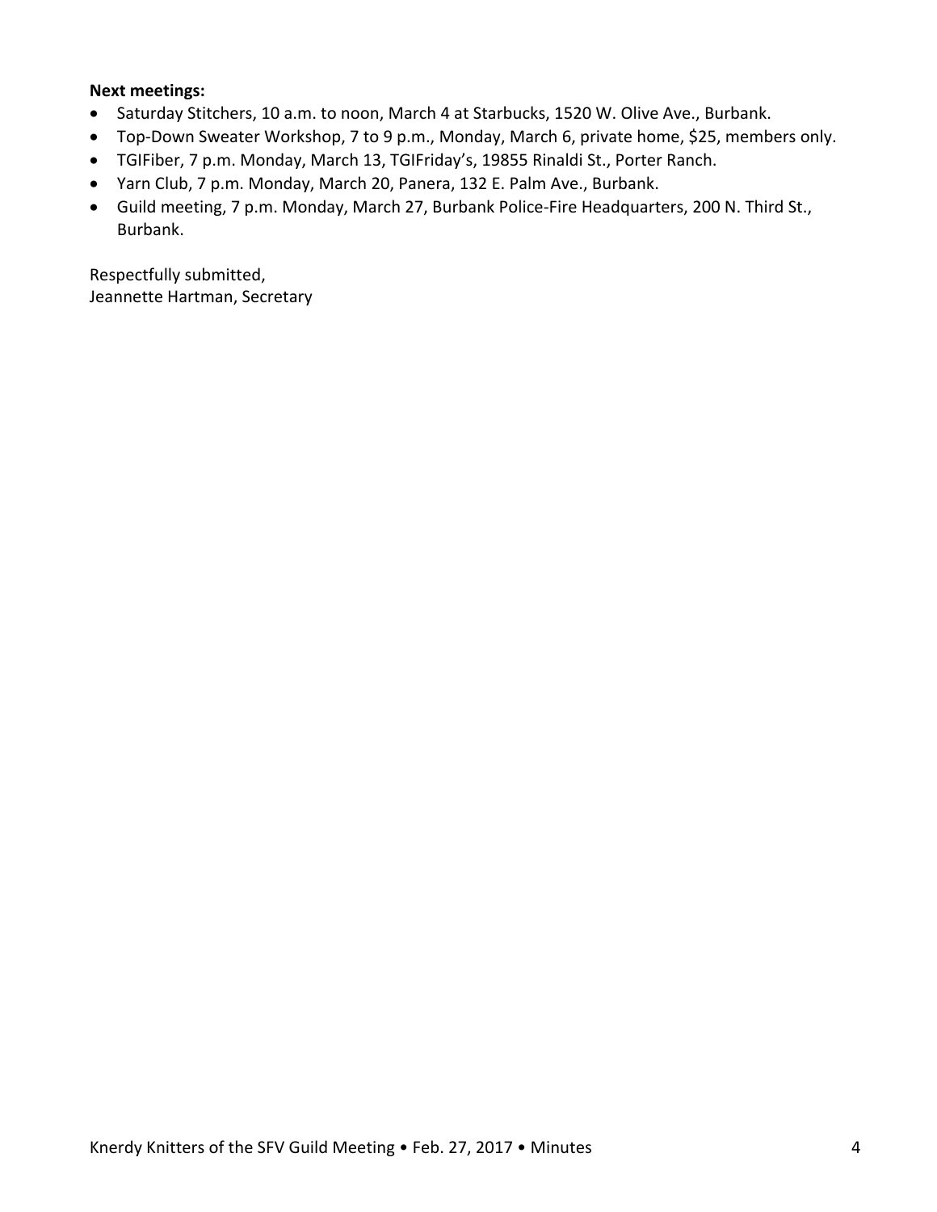**Next meetings:**

- Saturday Stitchers, 10 a.m. to noon, March 4 at Starbucks, 1520 W. Olive Ave., Burbank.
- Top-Down Sweater Workshop, 7 to 9 p.m., Monday, March 6, private home, $25, members only.
- TGIFiber, 7 p.m. Monday, March 13, TGIFriday's, 19855 Rinaldi St., Porter Ranch.
- Yarn Club, 7 p.m. Monday, March 20, Panera, 132 E. Palm Ave., Burbank.
- Guild meeting, 7 p.m. Monday, March 27, Burbank Police-Fire Headquarters, 200 N. Third St., Burbank.

Respectfully submitted,
Jeannette Hartman, Secretary